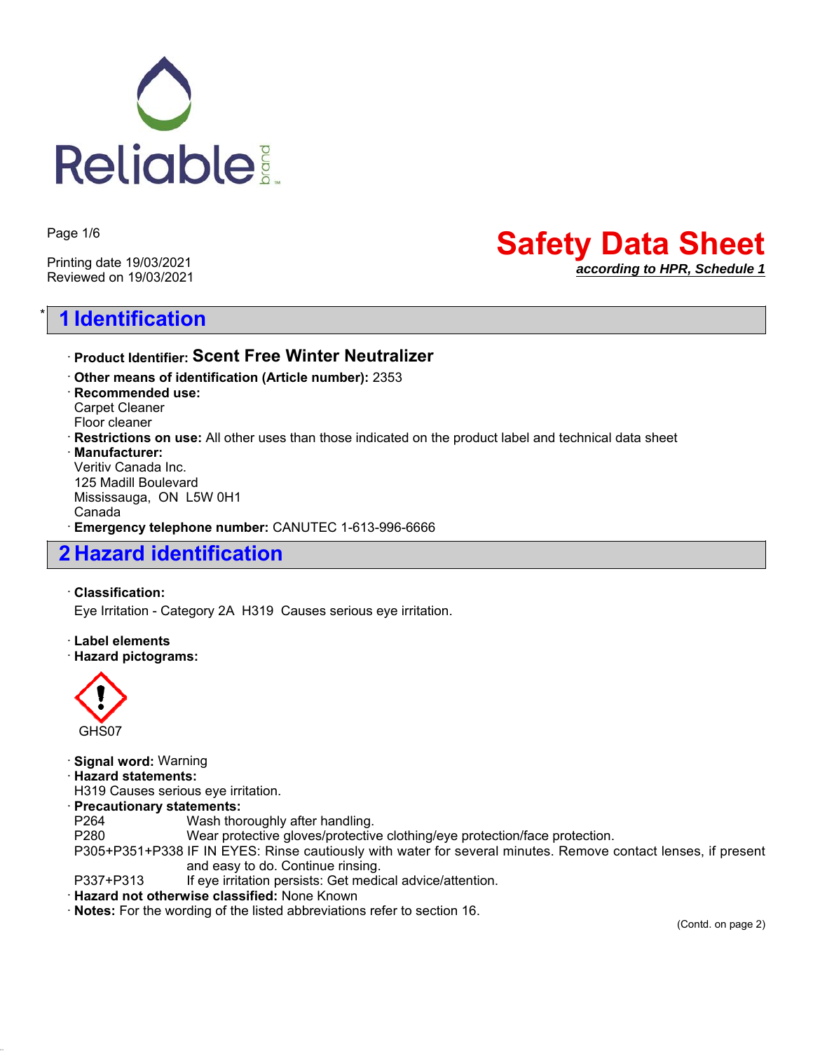Reliable brand

Printing date 19/03/2021
Reviewed on 19/03/2021

# Safety Data Sheet

***according to HPR, Schedule 1***

## * 1 Identification

· **Product Identifier: Scent Free Winter Neutralizer**
· **Other means of identification (Article number):** 2353
· **Recommended use:**
Carpet Cleaner
Floor cleaner
· **Restrictions on use:** All other uses than those indicated on the product label and technical data sheet
· **Manufacturer:**
Veritiv Canada Inc.
125 Madill Boulevard
Mississauga, ON L5W 0H1
Canada
· **Emergency telephone number:** CANUTEC 1-613-996-6666

## 2 Hazard identification

· **Classification:**
Eye Irritation - Category 2A H319 Causes serious eye irritation.

· **Label elements**
· **Hazard pictograms:**

GHS07

· **Signal word:** Warning
· **Hazard statements:**
H319 Causes serious eye irritation.
· **Precautionary statements:**

| | |
|---|---|
| P264 | Wash thoroughly after handling. |
| P280 | Wear protective gloves/protective clothing/eye protection/face protection. |
| P305+P351+P338 | IF IN EYES: Rinse cautiously with water for several minutes. Remove contact lenses, if present and easy to do. Continue rinsing. |
| P337+P313 | If eye irritation persists: Get medical advice/attention. |

· **Hazard not otherwise classified:** None Known
· **Notes:** For the wording of the listed abbreviations refer to section 16.

(Contd. on page 2)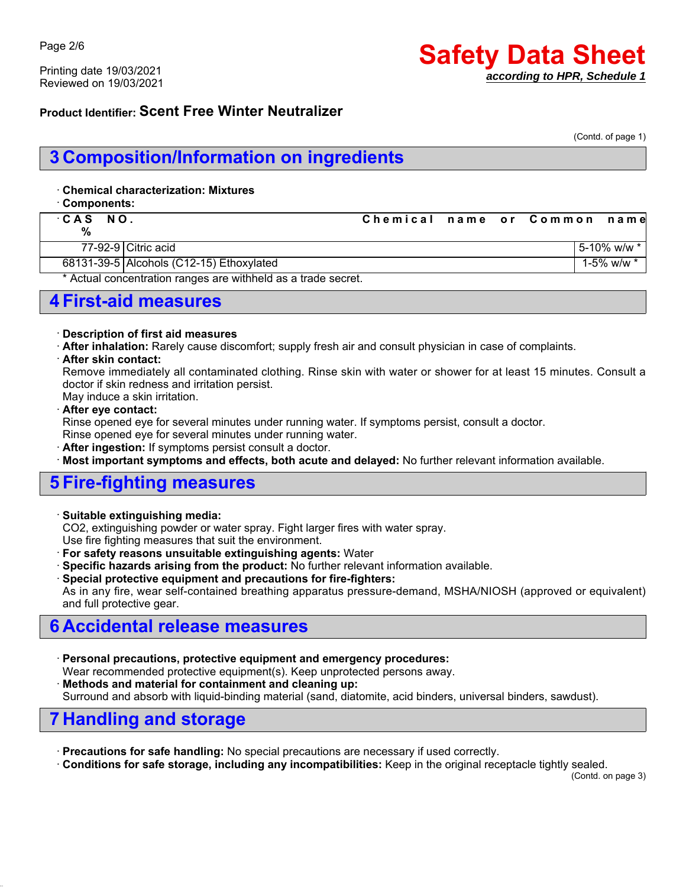**Product Identifier: Scent Free Winter Neutralizer**

(Contd. of page 1)

## 3 Composition/Information on ingredients

· **Chemical characterization: Mixtures**

· **Components:**

| CAS NO. | Chemical name or Common name | % |
|---|---|---|
| 77-92-9 | Citric acid | 5-10% w/w * |
| 68131-39-5 | Alcohols (C12-15) Ethoxylated | 1-5% w/w * |

\* Actual concentration ranges are withheld as a trade secret.

## 4 First-aid measures

· **Description of first aid measures**

· **After inhalation:** Rarely cause discomfort; supply fresh air and consult physician in case of complaints.

· **After skin contact:**
Remove immediately all contaminated clothing. Rinse skin with water or shower for at least 15 minutes. Consult a doctor if skin redness and irritation persist.
May induce a skin irritation.

· **After eye contact:**
Rinse opened eye for several minutes under running water. If symptoms persist, consult a doctor.
Rinse opened eye for several minutes under running water.

· **After ingestion:** If symptoms persist consult a doctor.

· **Most important symptoms and effects, both acute and delayed:** No further relevant information available.

## 5 Fire-fighting measures

· **Suitable extinguishing media:**
$CO_2$, extinguishing powder or water spray. Fight larger fires with water spray.
Use fire fighting measures that suit the environment.

· **For safety reasons unsuitable extinguishing agents:** Water

· **Specific hazards arising from the product:** No further relevant information available.

· **Special protective equipment and precautions for fire-fighters:**
As in any fire, wear self-contained breathing apparatus pressure-demand, MSHA/NIOSH (approved or equivalent) and full protective gear.

## 6 Accidental release measures

· **Personal precautions, protective equipment and emergency procedures:**
Wear recommended protective equipment(s). Keep unprotected persons away.

· **Methods and material for containment and cleaning up:**
Surround and absorb with liquid-binding material (sand, diatomite, acid binders, universal binders, sawdust).

## 7 Handling and storage

· **Precautions for safe handling:** No special precautions are necessary if used correctly.

· **Conditions for safe storage, including any incompatibilities:** Keep in the original receptacle tightly sealed.

(Contd. on page 3)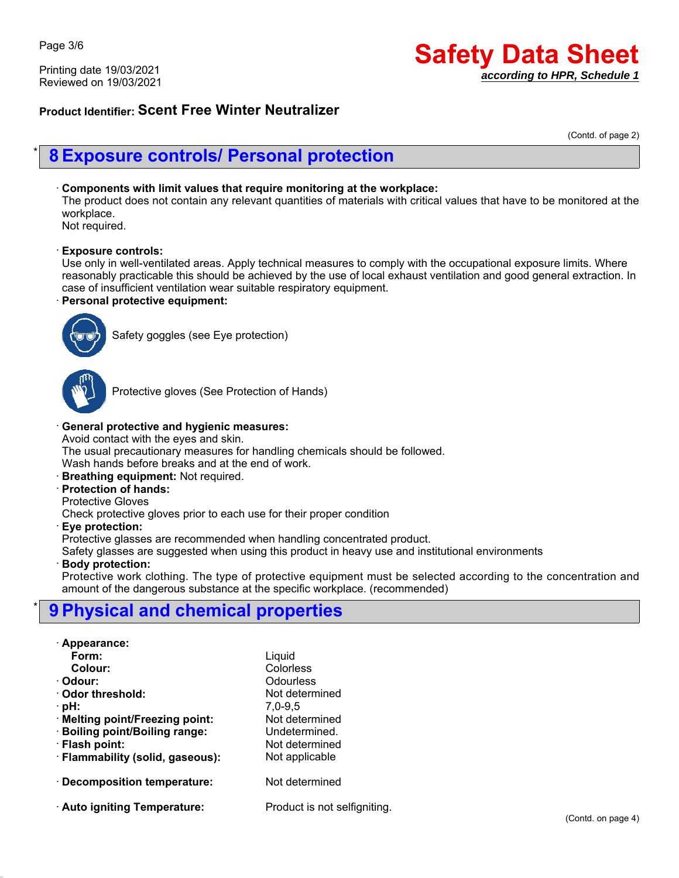**Product Identifier: Scent Free Winter Neutralizer**

(Contd. of page 2)

## * 8 Exposure controls/ Personal protection

· **Components with limit values that require monitoring at the workplace:**
The product does not contain any relevant quantities of materials with critical values that have to be monitored at the workplace.
Not required.

· **Exposure controls:**
Use only in well-ventilated areas. Apply technical measures to comply with the occupational exposure limits. Where reasonably practicable this should be achieved by the use of local exhaust ventilation and good general extraction. In case of insufficient ventilation wear suitable respiratory equipment.

· **Personal protective equipment:**

Safety goggles (see Eye protection)

Protective gloves (See Protection of Hands)

· **General protective and hygienic measures:**
Avoid contact with the eyes and skin.
The usual precautionary measures for handling chemicals should be followed.
Wash hands before breaks and at the end of work.

· **Breathing equipment:** Not required.

· **Protection of hands:**
Protective Gloves
Check protective gloves prior to each use for their proper condition

· **Eye protection:**
Protective glasses are recommended when handling concentrated product.
Safety glasses are suggested when using this product in heavy use and institutional environments

· **Body protection:**
Protective work clothing. The type of protective equipment must be selected according to the concentration and amount of the dangerous substance at the specific workplace. (recommended)

## * 9 Physical and chemical properties

| | |
|---|---|
| · **Appearance:** | |
| **Form:** | Liquid |
| **Colour:** | Colorless |
| · **Odour:** | Odourless |
| · **Odor threshold:** | Not determined |
| · **pH:** | 7,0-9,5 |
| · **Melting point/Freezing point:** | Not determined |
| · **Boiling point/Boiling range:** | Undetermined. |
| · **Flash point:** | Not determined |
| · **Flammability (solid, gaseous):** | Not applicable |
| · **Decomposition temperature:** | Not determined |
| · **Auto igniting Temperature:** | Product is not selfigniting. |

(Contd. on page 4)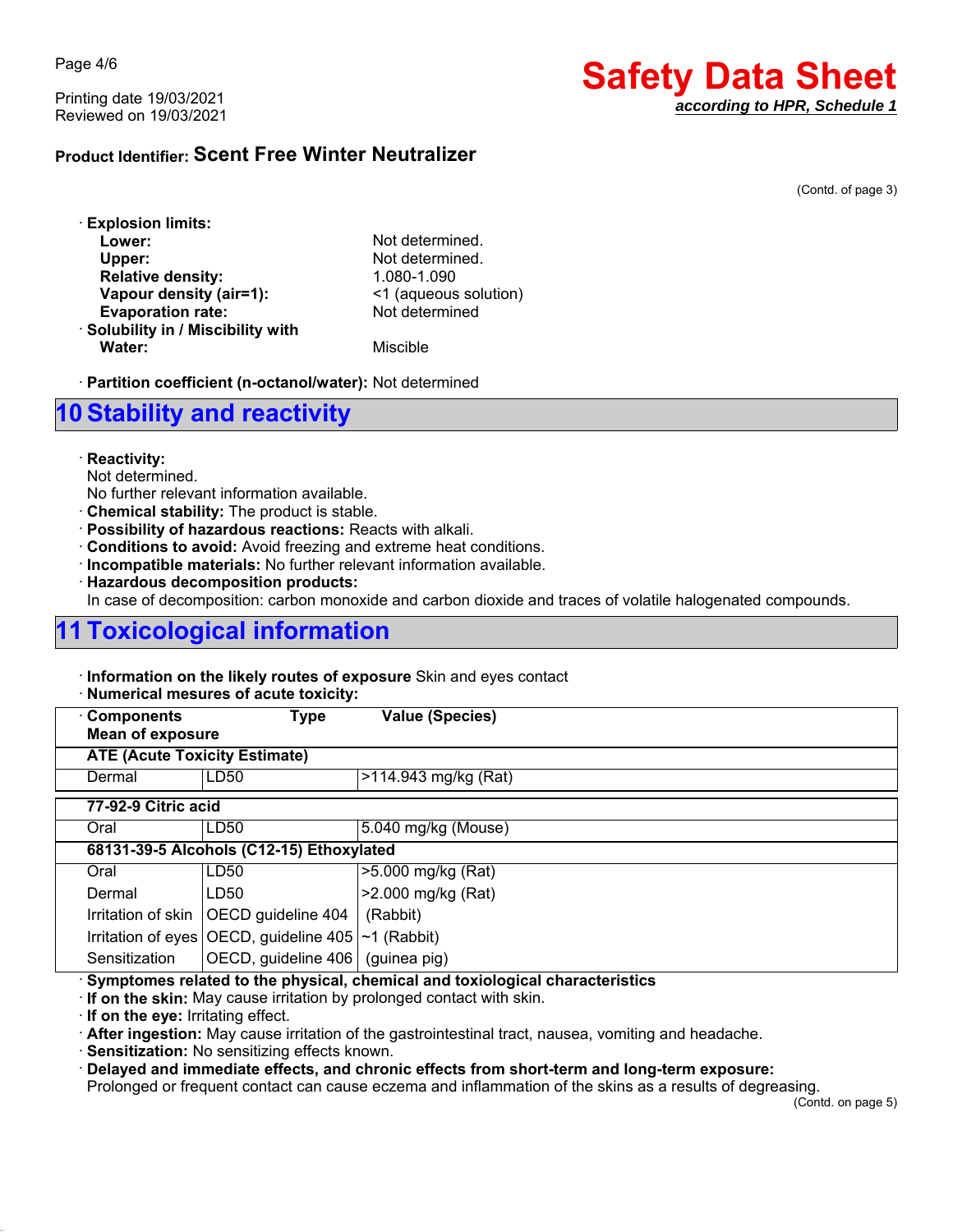**Product Identifier: Scent Free Winter Neutralizer**

(Contd. of page 3)

· **Explosion limits:**
- **Lower:** Not determined.
- **Upper:** Not determined.
- **Relative density:** 1.080-1.090
- **Vapour density (air=1):** <1 (aqueous solution)
- **Evaporation rate:** Not determined

· **Solubility in / Miscibility with**
- **Water:** Miscible

· **Partition coefficient (n-octanol/water):** Not determined

## 10 Stability and reactivity

· **Reactivity:**
Not determined.
No further relevant information available.

· **Chemical stability:** The product is stable.
· **Possibility of hazardous reactions:** Reacts with alkali.
· **Conditions to avoid:** Avoid freezing and extreme heat conditions.
· **Incompatible materials:** No further relevant information available.
· **Hazardous decomposition products:**
In case of decomposition: carbon monoxide and carbon dioxide and traces of volatile halogenated compounds.

## 11 Toxicological information

· **Information on the likely routes of exposure** Skin and eyes contact
· **Numerical mesures of acute toxicity:**

| · Components / Mean of exposure | Type | Value (Species) |
|---|---|---|
| **ATE (Acute Toxicity Estimate)** | | |
| Dermal | LD50 | >114.943 mg/kg (Rat) |
| **77-92-9 Citric acid** | | |
| Oral | LD50 | 5.040 mg/kg (Mouse) |
| **68131-39-5 Alcohols (C12-15) Ethoxylated** | | |
| Oral | LD50 | >5.000 mg/kg (Rat) |
| Dermal | LD50 | >2.000 mg/kg (Rat) |
| Irritation of skin | OECD guideline 404 | (Rabbit) |
| Irritation of eyes | OECD, guideline 405 | ~1 (Rabbit) |
| Sensitization | OECD, guideline 406 | (guinea pig) |

· **Symptomes related to the physical, chemical and toxiological characteristics**
· **If on the skin:** May cause irritation by prolonged contact with skin.
· **If on the eye:** Irritating effect.
· **After ingestion:** May cause irritation of the gastrointestinal tract, nausea, vomiting and headache.
· **Sensitization:** No sensitizing effects known.
· **Delayed and immediate effects, and chronic effects from short-term and long-term exposure:**
Prolonged or frequent contact can cause eczema and inflammation of the skins as a results of degreasing.

(Contd. on page 5)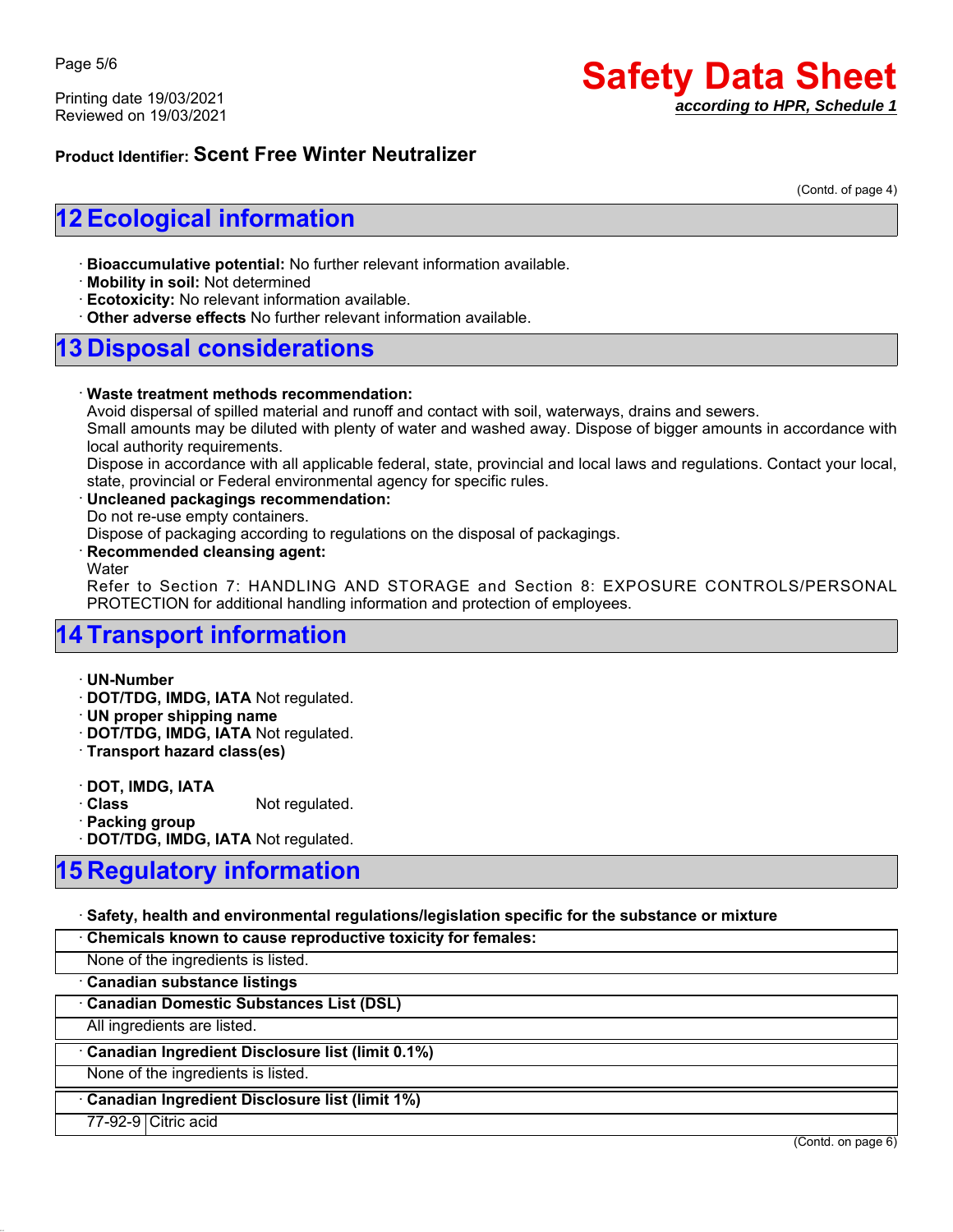**Product Identifier: Scent Free Winter Neutralizer**

(Contd. of page 4)

## 12 Ecological information

· **Bioaccumulative potential:** No further relevant information available.
· **Mobility in soil:** Not determined
· **Ecotoxicity:** No relevant information available.
· **Other adverse effects** No further relevant information available.

## 13 Disposal considerations

· **Waste treatment methods recommendation:**
Avoid dispersal of spilled material and runoff and contact with soil, waterways, drains and sewers.
Small amounts may be diluted with plenty of water and washed away. Dispose of bigger amounts in accordance with local authority requirements.
Dispose in accordance with all applicable federal, state, provincial and local laws and regulations. Contact your local, state, provincial or Federal environmental agency for specific rules.
· **Uncleaned packagings recommendation:**
Do not re-use empty containers.
Dispose of packaging according to regulations on the disposal of packagings.
· **Recommended cleansing agent:**
Water
Refer to Section 7: HANDLING AND STORAGE and Section 8: EXPOSURE CONTROLS/PERSONAL PROTECTION for additional handling information and protection of employees.

## 14 Transport information

· **UN-Number**
· **DOT/TDG, IMDG, IATA** Not regulated.
· **UN proper shipping name**
· **DOT/TDG, IMDG, IATA** Not regulated.
· **Transport hazard class(es)**

· **DOT, IMDG, IATA**
· **Class** Not regulated.
· **Packing group**
· **DOT/TDG, IMDG, IATA** Not regulated.

## 15 Regulatory information

· **Safety, health and environmental regulations/legislation specific for the substance or mixture**

· **Chemicals known to cause reproductive toxicity for females:**
None of the ingredients is listed.

· **Canadian substance listings**

· **Canadian Domestic Substances List (DSL)**
All ingredients are listed.

· **Canadian Ingredient Disclosure list (limit 0.1%)**
None of the ingredients is listed.

· **Canadian Ingredient Disclosure list (limit 1%)**

| 77-92-9 | Citric acid |
|---|---|

(Contd. on page 6)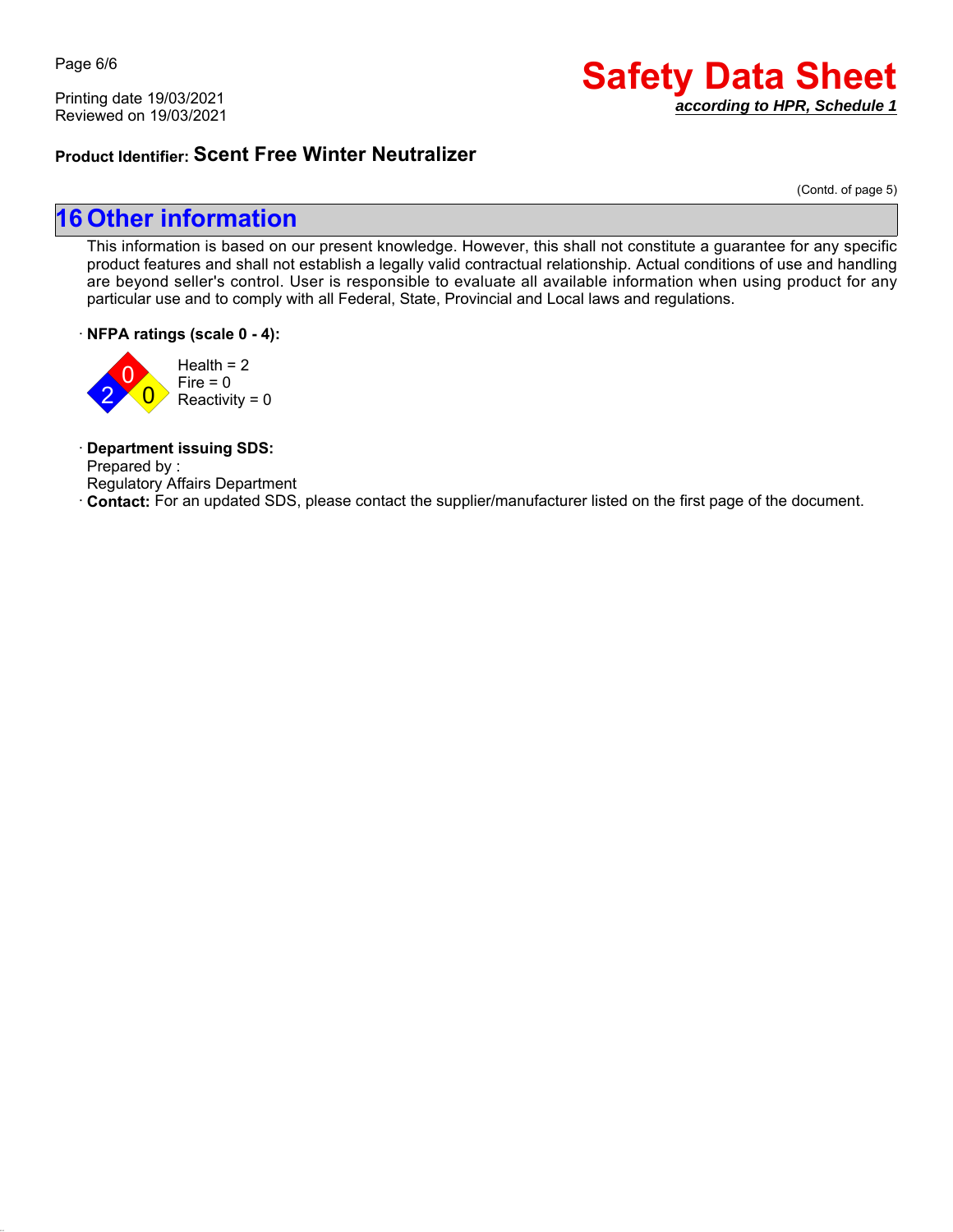Product Identifier: **Scent Free Winter Neutralizer**

(Contd. of page 5)

## 16 Other information

This information is based on our present knowledge. However, this shall not constitute a guarantee for any specific product features and shall not establish a legally valid contractual relationship. Actual conditions of use and handling are beyond seller's control. User is responsible to evaluate all available information when using product for any particular use and to comply with all Federal, State, Provincial and Local laws and regulations.

· **NFPA ratings (scale 0 - 4):**

Health = 2
Fire = 0
Reactivity = 0

· **Department issuing SDS:**
Prepared by :
Regulatory Affairs Department

· **Contact:** For an updated SDS, please contact the supplier/manufacturer listed on the first page of the document.